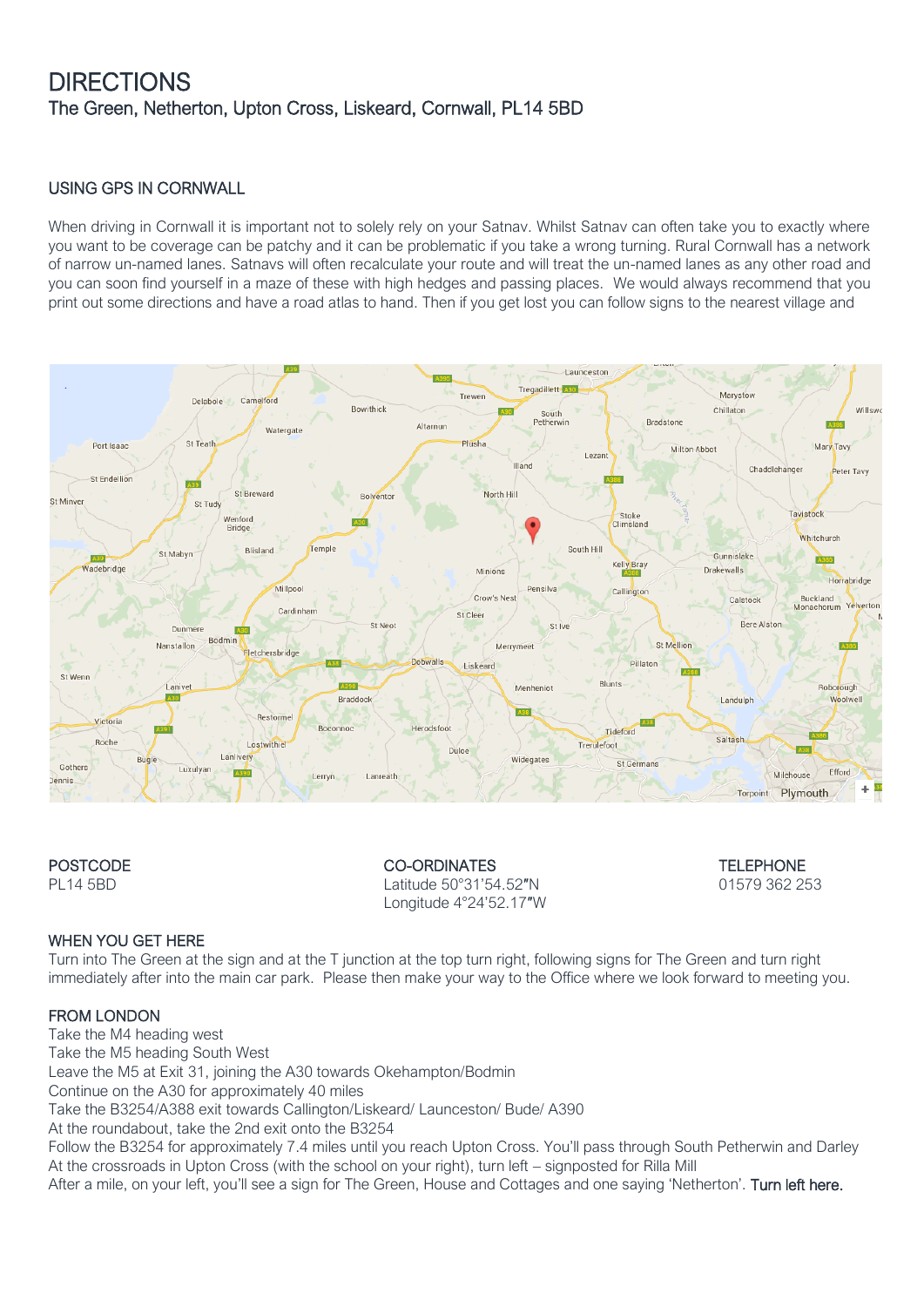# DIRECTIONS

## The Green, Netherton, Upton Cross, Liskeard, Cornwall, PL14 5BD

### USING GPS IN CORNWALL

When driving in Cornwall it is important not to solely rely on your Satnav. Whilst Satnav can often take you to exactly where you want to be coverage can be patchy and it can be problematic if you take a wrong turning. Rural Cornwall has a network of narrow un-named lanes. Satnavs will often recalculate your route and will treat the un-named lanes as any other road and you can soon find yourself in a maze of these with high hedges and passing places. We would always recommend that you print out some directions and have a road atlas to hand. Then if you get lost you can follow signs to the nearest village and

**POSTCODE**
PL14 5BD

**CO-ORDINATES**
Latitude 50°31'54.52″N
Longitude 4°24'52.17″W

**TELEPHONE**
01579 362 253

### WHEN YOU GET HERE

Turn into The Green at the sign and at the T junction at the top turn right, following signs for The Green and turn right immediately after into the main car park. Please then make your way to the Office where we look forward to meeting you.

### FROM LONDON

Take the M4 heading west
Take the M5 heading South West
Leave the M5 at Exit 31, joining the A30 towards Okehampton/Bodmin
Continue on the A30 for approximately 40 miles
Take the B3254/A388 exit towards Callington/Liskeard/ Launceston/ Bude/ A390
At the roundabout, take the 2nd exit onto the B3254
Follow the B3254 for approximately 7.4 miles until you reach Upton Cross. You'll pass through South Petherwin and Darley
At the crossroads in Upton Cross (with the school on your right), turn left – signposted for Rilla Mill
After a mile, on your left, you'll see a sign for The Green, House and Cottages and one saying 'Netherton'. Turn left here.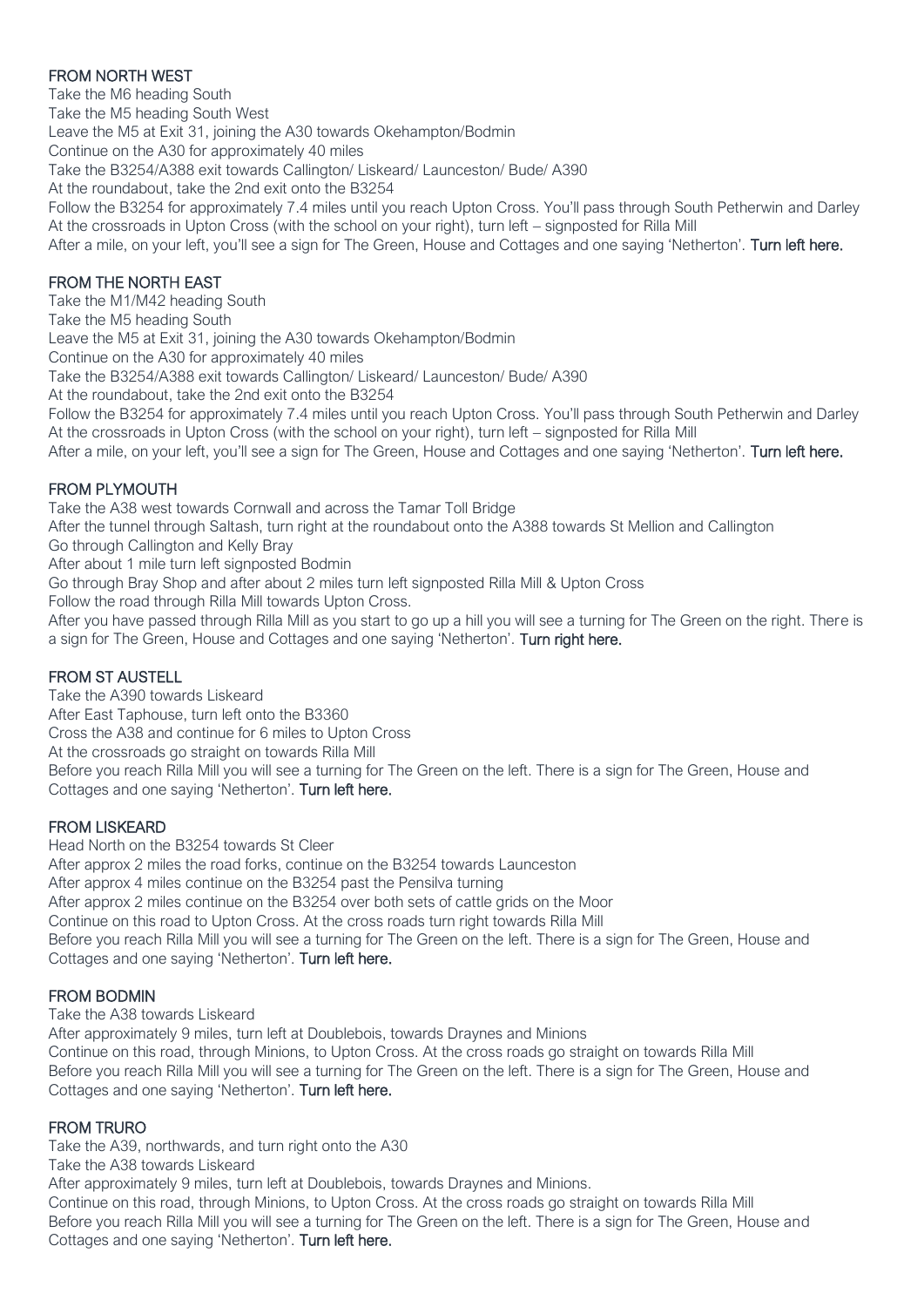## FROM NORTH WEST

Take the M6 heading South
Take the M5 heading South West
Leave the M5 at Exit 31, joining the A30 towards Okehampton/Bodmin
Continue on the A30 for approximately 40 miles
Take the B3254/A388 exit towards Callington/ Liskeard/ Launceston/ Bude/ A390
At the roundabout, take the 2nd exit onto the B3254
Follow the B3254 for approximately 7.4 miles until you reach Upton Cross. You'll pass through South Petherwin and Darley
At the crossroads in Upton Cross (with the school on your right), turn left – signposted for Rilla Mill
After a mile, on your left, you'll see a sign for The Green, House and Cottages and one saying 'Netherton'. **Turn left here.**

## FROM THE NORTH EAST

Take the M1/M42 heading South
Take the M5 heading South
Leave the M5 at Exit 31, joining the A30 towards Okehampton/Bodmin
Continue on the A30 for approximately 40 miles
Take the B3254/A388 exit towards Callington/ Liskeard/ Launceston/ Bude/ A390
At the roundabout, take the 2nd exit onto the B3254
Follow the B3254 for approximately 7.4 miles until you reach Upton Cross. You'll pass through South Petherwin and Darley
At the crossroads in Upton Cross (with the school on your right), turn left – signposted for Rilla Mill
After a mile, on your left, you'll see a sign for The Green, House and Cottages and one saying 'Netherton'. **Turn left here.**

## FROM PLYMOUTH

Take the A38 west towards Cornwall and across the Tamar Toll Bridge
After the tunnel through Saltash, turn right at the roundabout onto the A388 towards St Mellion and Callington
Go through Callington and Kelly Bray
After about 1 mile turn left signposted Bodmin
Go through Bray Shop and after about 2 miles turn left signposted Rilla Mill & Upton Cross
Follow the road through Rilla Mill towards Upton Cross.
After you have passed through Rilla Mill as you start to go up a hill you will see a turning for The Green on the right. There is a sign for The Green, House and Cottages and one saying 'Netherton'. **Turn right here.**

## FROM ST AUSTELL

Take the A390 towards Liskeard
After East Taphouse, turn left onto the B3360
Cross the A38 and continue for 6 miles to Upton Cross
At the crossroads go straight on towards Rilla Mill
Before you reach Rilla Mill you will see a turning for The Green on the left. There is a sign for The Green, House and Cottages and one saying 'Netherton'. **Turn left here.**

## FROM LISKEARD

Head North on the B3254 towards St Cleer
After approx 2 miles the road forks, continue on the B3254 towards Launceston
After approx 4 miles continue on the B3254 past the Pensilva turning
After approx 2 miles continue on the B3254 over both sets of cattle grids on the Moor
Continue on this road to Upton Cross. At the cross roads turn right towards Rilla Mill
Before you reach Rilla Mill you will see a turning for The Green on the left. There is a sign for The Green, House and Cottages and one saying 'Netherton'. **Turn left here.**

## FROM BODMIN

Take the A38 towards Liskeard
After approximately 9 miles, turn left at Doublebois, towards Draynes and Minions
Continue on this road, through Minions, to Upton Cross. At the cross roads go straight on towards Rilla Mill
Before you reach Rilla Mill you will see a turning for The Green on the left. There is a sign for The Green, House and Cottages and one saying 'Netherton'. **Turn left here.**

## FROM TRURO

Take the A39, northwards, and turn right onto the A30
Take the A38 towards Liskeard
After approximately 9 miles, turn left at Doublebois, towards Draynes and Minions.
Continue on this road, through Minions, to Upton Cross. At the cross roads go straight on towards Rilla Mill
Before you reach Rilla Mill you will see a turning for The Green on the left. There is a sign for The Green, House and Cottages and one saying 'Netherton'. **Turn left here.**